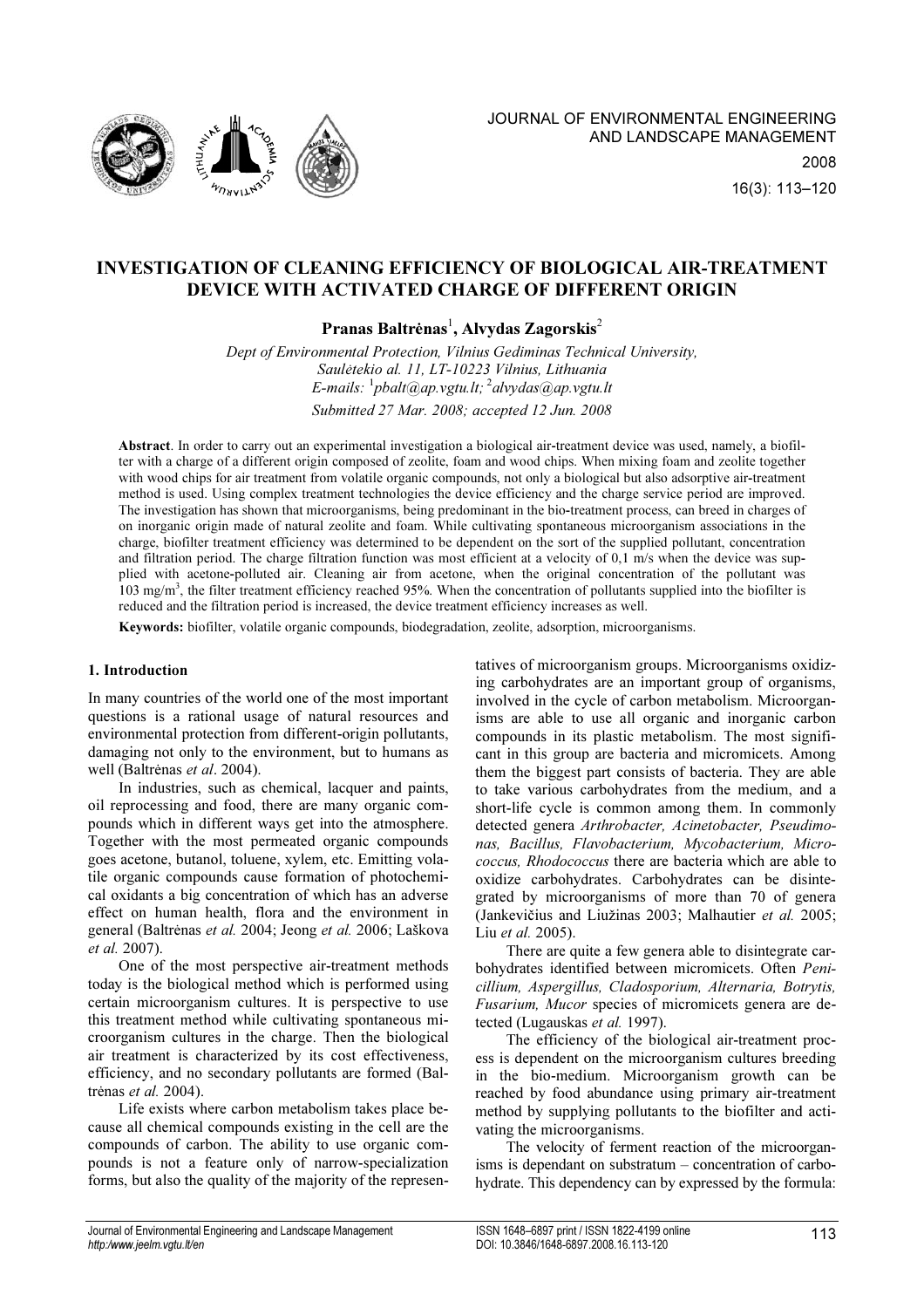# INVESTIGATION OF CLEANING EFFICIENCY OF BIOLOGICAL AIR-TREATMENT DEVICE WITH ACTIVATED CHARGE OF DIFFERENT ORIGIN

**Pranas Baltrėnas**[1], **Alvydas Zagorskis**[2]

*Dept of Environmental Protection, Vilnius Gediminas Technical University,*
*Saulėtekio al. 11, LT-10223 Vilnius, Lithuania*
*E-mails:* [1]*pbalt@ap.vgtu.lt;* [2]*alvydas@ap.vgtu.lt*

*Submitted 27 Mar. 2008; accepted 12 Jun. 2008*

**Abstract**. In order to carry out an experimental investigation a biological air-treatment device was used, namely, a biofilter with a charge of a different origin composed of zeolite, foam and wood chips. When mixing foam and zeolite together with wood chips for air treatment from volatile organic compounds, not only a biological but also adsorptive air-treatment method is used. Using complex treatment technologies the device efficiency and the charge service period are improved. The investigation has shown that microorganisms, being predominant in the bio-treatment process, can breed in charges of on inorganic origin made of natural zeolite and foam. While cultivating spontaneous microorganism associations in the charge, biofilter treatment efficiency was determined to be dependent on the sort of the supplied pollutant, concentration and filtration period. The charge filtration function was most efficient at a velocity of 0,1 m/s when the device was supplied with acetone-polluted air. Cleaning air from acetone, when the original concentration of the pollutant was 103 mg/m$^3$, the filter treatment efficiency reached 95%. When the concentration of pollutants supplied into the biofilter is reduced and the filtration period is increased, the device treatment efficiency increases as well.

**Keywords:** biofilter, volatile organic compounds, biodegradation, zeolite, adsorption, microorganisms.

## 1. Introduction

In many countries of the world one of the most important questions is a rational usage of natural resources and environmental protection from different-origin pollutants, damaging not only to the environment, but to humans as well (Baltrėnas *et al*. 2004).

In industries, such as chemical, lacquer and paints, oil reprocessing and food, there are many organic compounds which in different ways get into the atmosphere. Together with the most permeated organic compounds goes acetone, butanol, toluene, xylem, etc. Emitting volatile organic compounds cause formation of photochemical oxidants a big concentration of which has an adverse effect on human health, flora and the environment in general (Baltrėnas *et al.* 2004; Jeong *et al.* 2006; Laškova *et al.* 2007).

One of the most perspective air-treatment methods today is the biological method which is performed using certain microorganism cultures. It is perspective to use this treatment method while cultivating spontaneous microorganism cultures in the charge. Then the biological air treatment is characterized by its cost effectiveness, efficiency, and no secondary pollutants are formed (Baltrėnas *et al.* 2004).

Life exists where carbon metabolism takes place because all chemical compounds existing in the cell are the compounds of carbon. The ability to use organic compounds is not a feature only of narrow-specialization forms, but also the quality of the majority of the representatives of microorganism groups. Microorganisms oxidizing carbohydrates are an important group of organisms, involved in the cycle of carbon metabolism. Microorganisms are able to use all organic and inorganic carbon compounds in its plastic metabolism. The most significant in this group are bacteria and micromicets. Among them the biggest part consists of bacteria. They are able to take various carbohydrates from the medium, and a short-life cycle is common among them. In commonly detected genera *Arthrobacter, Acinetobacter, Pseudimonas, Bacillus, Flavobacterium, Mycobacterium, Micrococcus, Rhodococcus* there are bacteria which are able to oxidize carbohydrates. Carbohydrates can be disintegrated by microorganisms of more than 70 of genera (Jankevičius and Liužinas 2003; Malhautier *et al.* 2005; Liu *et al.* 2005).

There are quite a few genera able to disintegrate carbohydrates identified between micromicets. Often *Penicillium, Aspergillus, Cladosporium, Alternaria, Botrytis, Fusarium, Mucor* species of micromicets genera are detected (Lugauskas *et al.* 1997).

The efficiency of the biological air-treatment process is dependent on the microorganism cultures breeding in the bio-medium. Microorganism growth can be reached by food abundance using primary air-treatment method by supplying pollutants to the biofilter and activating the microorganisms.

The velocity of ferment reaction of the microorganisms is dependant on substratum – concentration of carbohydrate. This dependency can by expressed by the formula: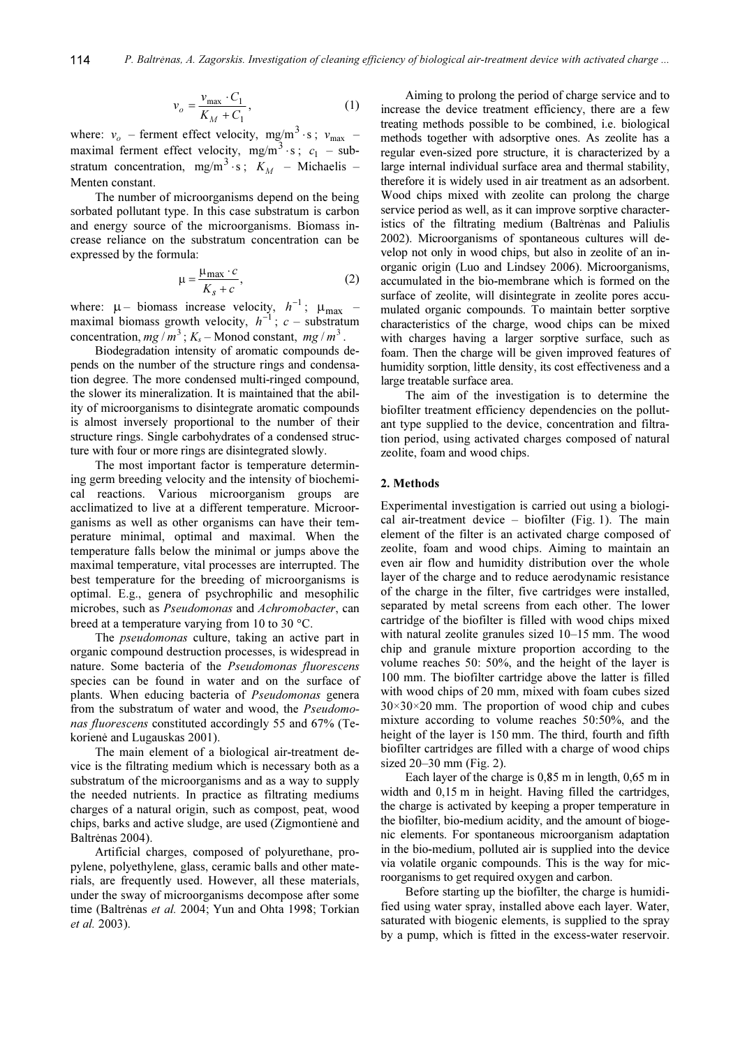$$v_o = \frac{v_{\max} \cdot C_1}{K_M + C_1}, \quad (1)$$

where: $v_o$ – ferment effect velocity, $\text{mg/m}^3 \cdot \text{s}$; $v_{\max}$ – maximal ferment effect velocity, $\text{mg/m}^3 \cdot \text{s}$; $c_1$ – substratum concentration, $\text{mg/m}^3 \cdot \text{s}$; $K_M$ – Michaelis – Menten constant.

The number of microorganisms depend on the being sorbated pollutant type. In this case substratum is carbon and energy source of the microorganisms. Biomass increase reliance on the substratum concentration can be expressed by the formula:

$$\mu = \frac{\mu_{\max} \cdot c}{K_s + c}, \quad (2)$$

where: $\mu$ – biomass increase velocity, $h^{-1}$; $\mu_{\max}$ – maximal biomass growth velocity, $h^{-1}$; $c$ – substratum concentration, $mg/m^3$; $K_s$ – Monod constant, $mg/m^3$.

Biodegradation intensity of aromatic compounds depends on the number of the structure rings and condensation degree. The more condensed multi-ringed compound, the slower its mineralization. It is maintained that the ability of microorganisms to disintegrate aromatic compounds is almost inversely proportional to the number of their structure rings. Single carbohydrates of a condensed structure with four or more rings are disintegrated slowly.

The most important factor is temperature determining germ breeding velocity and the intensity of biochemical reactions. Various microorganism groups are acclimatized to live at a different temperature. Microorganisms as well as other organisms can have their temperature minimal, optimal and maximal. When the temperature falls below the minimal or jumps above the maximal temperature, vital processes are interrupted. The best temperature for the breeding of microorganisms is optimal. E.g., genera of psychrophilic and mesophilic microbes, such as *Pseudomonas* and *Achromobacter*, can breed at a temperature varying from 10 to 30 °C.

The *pseudomonas* culture, taking an active part in organic compound destruction processes, is widespread in nature. Some bacteria of the *Pseudomonas fluorescens* species can be found in water and on the surface of plants. When educing bacteria of *Pseudomonas* genera from the substratum of water and wood, the *Pseudomonas fluorescens* constituted accordingly 55 and 67% (Tekorienė and Lugauskas 2001).

The main element of a biological air-treatment device is the filtrating medium which is necessary both as a substratum of the microorganisms and as a way to supply the needed nutrients. In practice as filtrating mediums charges of a natural origin, such as compost, peat, wood chips, barks and active sludge, are used (Zigmontienė and Baltrėnas 2004).

Artificial charges, composed of polyurethane, propylene, polyethylene, glass, ceramic balls and other materials, are frequently used. However, all these materials, under the sway of microorganisms decompose after some time (Baltrėnas *et al.* 2004; Yun and Ohta 1998; Torkian *et al.* 2003).

Aiming to prolong the period of charge service and to increase the device treatment efficiency, there are a few treating methods possible to be combined, i.e. biological methods together with adsorptive ones. As zeolite has a regular even-sized pore structure, it is characterized by a large internal individual surface area and thermal stability, therefore it is widely used in air treatment as an adsorbent. Wood chips mixed with zeolite can prolong the charge service period as well, as it can improve sorptive characteristics of the filtrating medium (Baltrėnas and Paliulis 2002). Microorganisms of spontaneous cultures will develop not only in wood chips, but also in zeolite of an inorganic origin (Luo and Lindsey 2006). Microorganisms, accumulated in the bio-membrane which is formed on the surface of zeolite, will disintegrate in zeolite pores accumulated organic compounds. To maintain better sorptive characteristics of the charge, wood chips can be mixed with charges having a larger sorptive surface, such as foam. Then the charge will be given improved features of humidity sorption, little density, its cost effectiveness and a large treatable surface area.

The aim of the investigation is to determine the biofilter treatment efficiency dependencies on the pollutant type supplied to the device, concentration and filtration period, using activated charges composed of natural zeolite, foam and wood chips.

## 2. Methods

Experimental investigation is carried out using a biological air-treatment device – biofilter (Fig. 1). The main element of the filter is an activated charge composed of zeolite, foam and wood chips. Aiming to maintain an even air flow and humidity distribution over the whole layer of the charge and to reduce aerodynamic resistance of the charge in the filter, five cartridges were installed, separated by metal screens from each other. The lower cartridge of the biofilter is filled with wood chips mixed with natural zeolite granules sized 10–15 mm. The wood chip and granule mixture proportion according to the volume reaches 50: 50%, and the height of the layer is 100 mm. The biofilter cartridge above the latter is filled with wood chips of 20 mm, mixed with foam cubes sized 30×30×20 mm. The proportion of wood chip and cubes mixture according to volume reaches 50:50%, and the height of the layer is 150 mm. The third, fourth and fifth biofilter cartridges are filled with a charge of wood chips sized 20–30 mm (Fig. 2).

Each layer of the charge is 0,85 m in length, 0,65 m in width and 0,15 m in height. Having filled the cartridges, the charge is activated by keeping a proper temperature in the biofilter, bio-medium acidity, and the amount of biogenic elements. For spontaneous microorganism adaptation in the bio-medium, polluted air is supplied into the device via volatile organic compounds. This is the way for microorganisms to get required oxygen and carbon.

Before starting up the biofilter, the charge is humidified using water spray, installed above each layer. Water, saturated with biogenic elements, is supplied to the spray by a pump, which is fitted in the excess-water reservoir.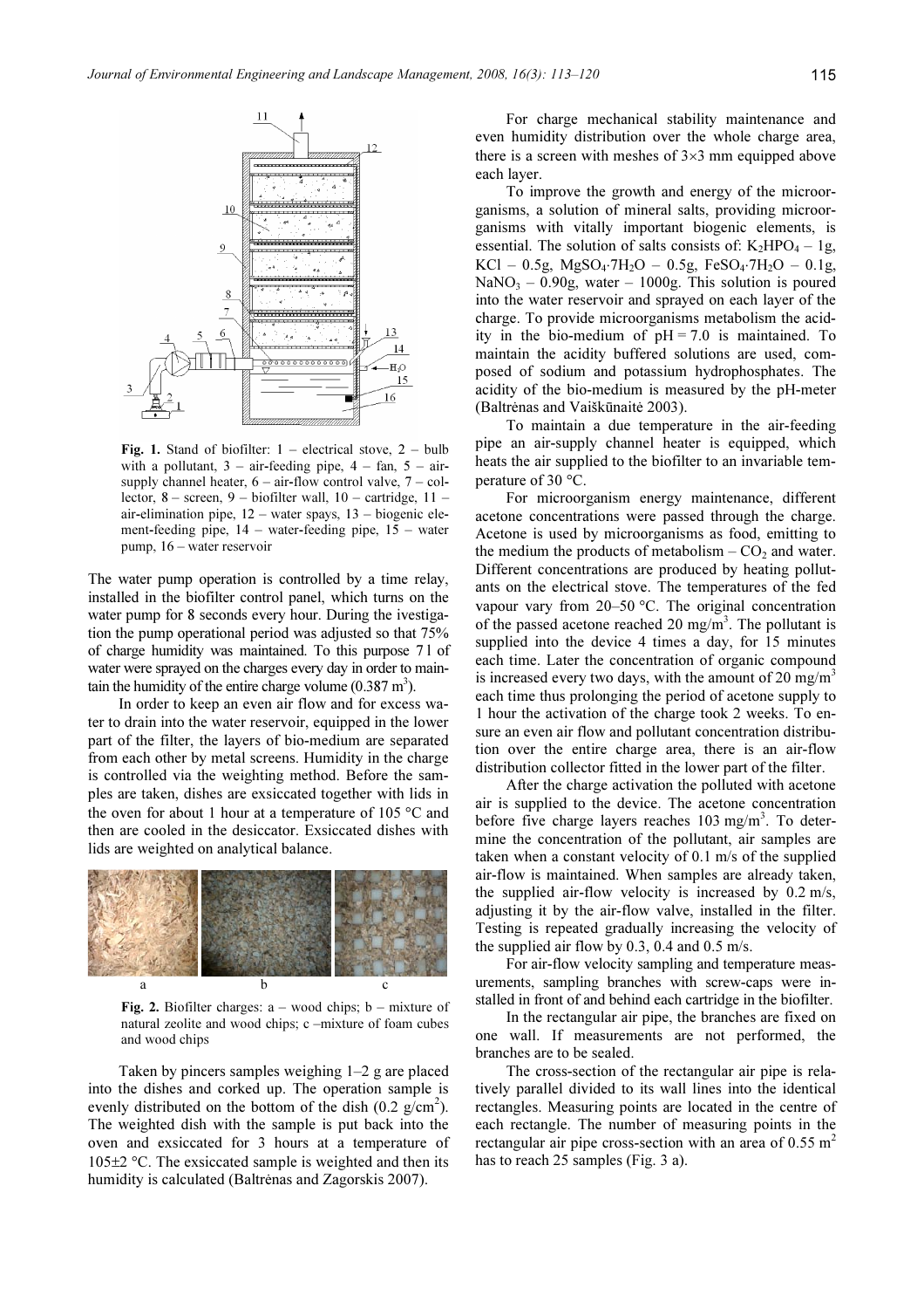**Fig. 1.** Stand of biofilter: 1 – electrical stove, 2 – bulb with a pollutant, 3 – air-feeding pipe, 4 – fan, 5 – air-supply channel heater, 6 – air-flow control valve, 7 – collector, 8 – screen, 9 – biofilter wall, 10 – cartridge, 11 – air-elimination pipe, 12 – water spays, 13 – biogenic element-feeding pipe, 14 – water-feeding pipe, 15 – water pump, 16 – water reservoir

The water pump operation is controlled by a time relay, installed in the biofilter control panel, which turns on the water pump for 8 seconds every hour. During the ivestigation the pump operational period was adjusted so that 75% of charge humidity was maintained. To this purpose 7 l of water were sprayed on the charges every day in order to maintain the humidity of the entire charge volume (0.387 $m^3$).

In order to keep an even air flow and for excess water to drain into the water reservoir, equipped in the lower part of the filter, the layers of bio-medium are separated from each other by metal screens. Humidity in the charge is controlled via the weighting method. Before the samples are taken, dishes are exsiccated together with lids in the oven for about 1 hour at a temperature of 105 °C and then are cooled in the desiccator. Exsiccated dishes with lids are weighted on analytical balance.

**Fig. 2.** Biofilter charges: a – wood chips; b – mixture of natural zeolite and wood chips; c –mixture of foam cubes and wood chips

Taken by pincers samples weighing 1–2 g are placed into the dishes and corked up. The operation sample is evenly distributed on the bottom of the dish (0.2 g/$cm^2$). The weighted dish with the sample is put back into the oven and exsiccated for 3 hours at a temperature of 105±2 °C. The exsiccated sample is weighted and then its humidity is calculated (Baltrėnas and Zagorskis 2007).

For charge mechanical stability maintenance and even humidity distribution over the whole charge area, there is a screen with meshes of 3×3 mm equipped above each layer.

To improve the growth and energy of the microorganisms, a solution of mineral salts, providing microorganisms with vitally important biogenic elements, is essential. The solution of salts consists of: $K_2HPO_4$ – 1g, KCl – 0.5g, $MgSO_4 \cdot 7H_2O$ – 0.5g, $FeSO_4 \cdot 7H_2O$ – 0.1g, $NaNO_3$ – 0.90g, water – 1000g. This solution is poured into the water reservoir and sprayed on each layer of the charge. To provide microorganisms metabolism the acidity in the bio-medium of pH = 7.0 is maintained. To maintain the acidity buffered solutions are used, composed of sodium and potassium hydrophosphates. The acidity of the bio-medium is measured by the pH-meter (Baltrėnas and Vaiškūnaitė 2003).

To maintain a due temperature in the air-feeding pipe an air-supply channel heater is equipped, which heats the air supplied to the biofilter to an invariable temperature of 30 °C.

For microorganism energy maintenance, different acetone concentrations were passed through the charge. Acetone is used by microorganisms as food, emitting to the medium the products of metabolism – $CO_2$ and water. Different concentrations are produced by heating pollutants on the electrical stove. The temperatures of the fed vapour vary from 20–50 °C. The original concentration of the passed acetone reached 20 mg/$m^3$. The pollutant is supplied into the device 4 times a day, for 15 minutes each time. Later the concentration of organic compound is increased every two days, with the amount of 20 mg/$m^3$ each time thus prolonging the period of acetone supply to 1 hour the activation of the charge took 2 weeks. To ensure an even air flow and pollutant concentration distribution over the entire charge area, there is an air-flow distribution collector fitted in the lower part of the filter.

After the charge activation the polluted with acetone air is supplied to the device. The acetone concentration before five charge layers reaches 103 mg/$m^3$. To determine the concentration of the pollutant, air samples are taken when a constant velocity of 0.1 m/s of the supplied air-flow is maintained. When samples are already taken, the supplied air-flow velocity is increased by 0.2 m/s, adjusting it by the air-flow valve, installed in the filter. Testing is repeated gradually increasing the velocity of the supplied air flow by 0.3, 0.4 and 0.5 m/s.

For air-flow velocity sampling and temperature measurements, sampling branches with screw-caps were installed in front of and behind each cartridge in the biofilter.

In the rectangular air pipe, the branches are fixed on one wall. If measurements are not performed, the branches are to be sealed.

The cross-section of the rectangular air pipe is relatively parallel divided to its wall lines into the identical rectangles. Measuring points are located in the centre of each rectangle. The number of measuring points in the rectangular air pipe cross-section with an area of 0.55 $m^2$ has to reach 25 samples (Fig. 3 a).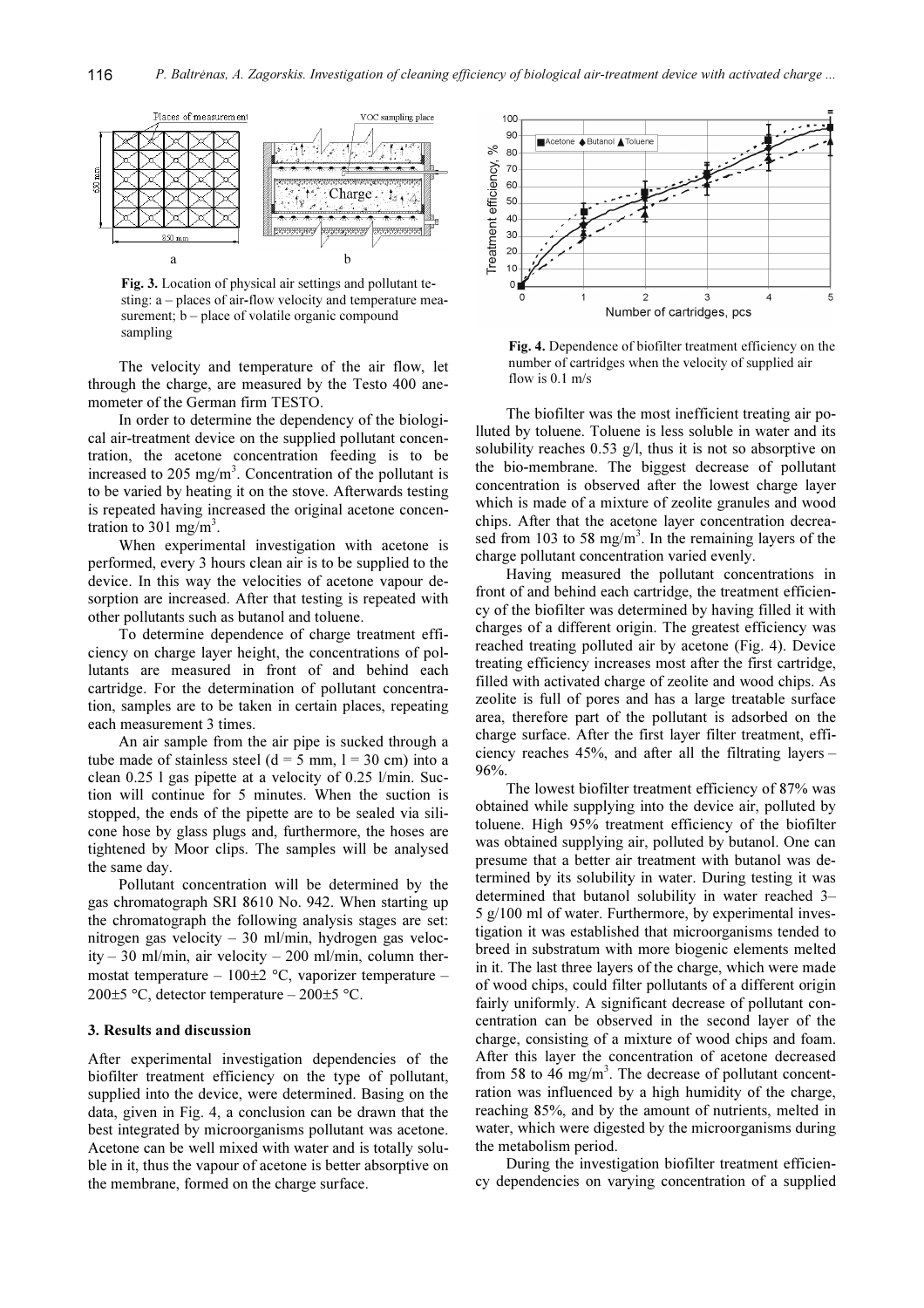**Fig. 3.** Location of physical air settings and pollutant testing: a – places of air-flow velocity and temperature measurement; b – place of volatile organic compound sampling

The velocity and temperature of the air flow, let through the charge, are measured by the Testo 400 anemometer of the German firm TESTO.

In order to determine the dependency of the biological air-treatment device on the supplied pollutant concentration, the acetone concentration feeding is to be increased to 205 mg/m$^3$. Concentration of the pollutant is to be varied by heating it on the stove. Afterwards testing is repeated having increased the original acetone concentration to 301 mg/m$^3$.

When experimental investigation with acetone is performed, every 3 hours clean air is to be supplied to the device. In this way the velocities of acetone vapour desorption are increased. After that testing is repeated with other pollutants such as butanol and toluene.

To determine dependence of charge treatment efficiency on charge layer height, the concentrations of pollutants are measured in front of and behind each cartridge. For the determination of pollutant concentration, samples are to be taken in certain places, repeating each measurement 3 times.

An air sample from the air pipe is sucked through a tube made of stainless steel (d = 5 mm, l = 30 cm) into a clean 0.25 l gas pipette at a velocity of 0.25 l/min. Suction will continue for 5 minutes. When the suction is stopped, the ends of the pipette are to be sealed via silicone hose by glass plugs and, furthermore, the hoses are tightened by Moor clips. The samples will be analysed the same day.

Pollutant concentration will be determined by the gas chromatograph SRI 8610 No. 942. When starting up the chromatograph the following analysis stages are set: nitrogen gas velocity – 30 ml/min, hydrogen gas velocity – 30 ml/min, air velocity – 200 ml/min, column thermostat temperature – 100±2 °C, vaporizer temperature – 200±5 °C, detector temperature – 200±5 °C.

### 3. Results and discussion

After experimental investigation dependencies of the biofilter treatment efficiency on the type of pollutant, supplied into the device, were determined. Basing on the data, given in Fig. 4, a conclusion can be drawn that the best integrated by microorganisms pollutant was acetone. Acetone can be well mixed with water and is totally soluble in it, thus the vapour of acetone is better absorptive on the membrane, formed on the charge surface.

**Fig. 4.** Dependence of biofilter treatment efficiency on the number of cartridges when the velocity of supplied air flow is 0.1 m/s

The biofilter was the most inefficient treating air polluted by toluene. Toluene is less soluble in water and its solubility reaches 0.53 g/l, thus it is not so absorptive on the bio-membrane. The biggest decrease of pollutant concentration is observed after the lowest charge layer which is made of a mixture of zeolite granules and wood chips. After that the acetone layer concentration decreased from 103 to 58 mg/m$^3$. In the remaining layers of the charge pollutant concentration varied evenly.

Having measured the pollutant concentrations in front of and behind each cartridge, the treatment efficiency of the biofilter was determined by having filled it with charges of a different origin. The greatest efficiency was reached treating polluted air by acetone (Fig. 4). Device treating efficiency increases most after the first cartridge, filled with activated charge of zeolite and wood chips. As zeolite is full of pores and has a large treatable surface area, therefore part of the pollutant is adsorbed on the charge surface. After the first layer filter treatment, efficiency reaches 45%, and after all the filtrating layers – 96%.

The lowest biofilter treatment efficiency of 87% was obtained while supplying into the device air, polluted by toluene. High 95% treatment efficiency of the biofilter was obtained supplying air, polluted by butanol. One can presume that a better air treatment with butanol was determined by its solubility in water. During testing it was determined that butanol solubility in water reached 3–5 g/100 ml of water. Furthermore, by experimental investigation it was established that microorganisms tended to breed in substratum with more biogenic elements melted in it. The last three layers of the charge, which were made of wood chips, could filter pollutants of a different origin fairly uniformly. A significant decrease of pollutant concentration can be observed in the second layer of the charge, consisting of a mixture of wood chips and foam. After this layer the concentration of acetone decreased from 58 to 46 mg/m$^3$. The decrease of pollutant concentration was influenced by a high humidity of the charge, reaching 85%, and by the amount of nutrients, melted in water, which were digested by the microorganisms during the metabolism period.

During the investigation biofilter treatment efficiency dependencies on varying concentration of a supplied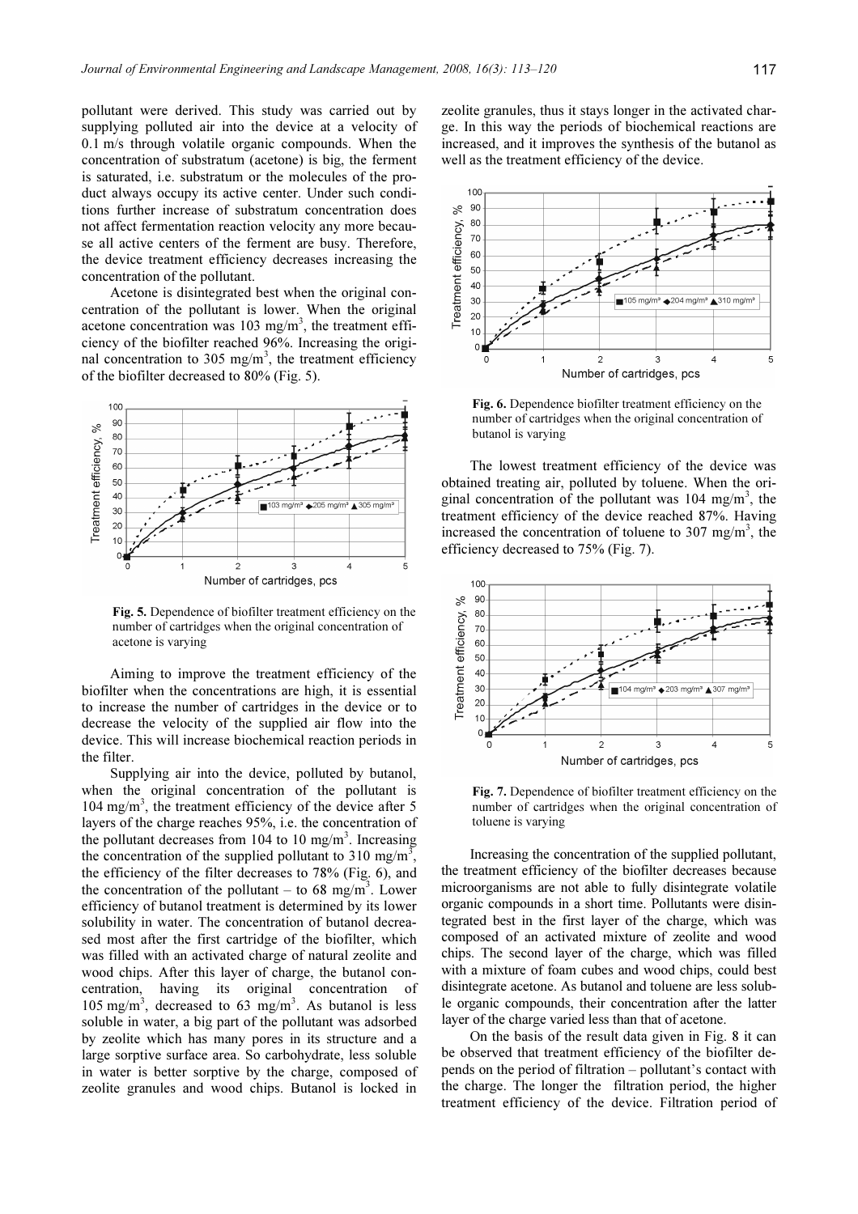pollutant were derived. This study was carried out by supplying polluted air into the device at a velocity of 0.1 m/s through volatile organic compounds. When the concentration of substratum (acetone) is big, the ferment is saturated, i.e. substratum or the molecules of the product always occupy its active center. Under such conditions further increase of substratum concentration does not affect fermentation reaction velocity any more because all active centers of the ferment are busy. Therefore, the device treatment efficiency decreases increasing the concentration of the pollutant.

Acetone is disintegrated best when the original concentration of the pollutant is lower. When the original acetone concentration was 103 mg/m$^3$, the treatment efficiency of the biofilter reached 96%. Increasing the original concentration to 305 mg/m$^3$, the treatment efficiency of the biofilter decreased to 80% (Fig. 5).

**Fig. 5.** Dependence of biofilter treatment efficiency on the number of cartridges when the original concentration of acetone is varying

Aiming to improve the treatment efficiency of the biofilter when the concentrations are high, it is essential to increase the number of cartridges in the device or to decrease the velocity of the supplied air flow into the device. This will increase biochemical reaction periods in the filter.

Supplying air into the device, polluted by butanol, when the original concentration of the pollutant is 104 mg/m$^3$, the treatment efficiency of the device after 5 layers of the charge reaches 95%, i.e. the concentration of the pollutant decreases from 104 to 10 mg/m$^3$. Increasing the concentration of the supplied pollutant to 310 mg/m$^3$, the efficiency of the filter decreases to 78% (Fig. 6), and the concentration of the pollutant – to 68 mg/m$^3$. Lower efficiency of butanol treatment is determined by its lower solubility in water. The concentration of butanol decreased most after the first cartridge of the biofilter, which was filled with an activated charge of natural zeolite and wood chips. After this layer of charge, the butanol concentration, having its original concentration of 105 mg/m$^3$, decreased to 63 mg/m$^3$. As butanol is less soluble in water, a big part of the pollutant was adsorbed by zeolite which has many pores in its structure and a large sorptive surface area. So carbohydrate, less soluble in water is better sorptive by the charge, composed of zeolite granules and wood chips. Butanol is locked in zeolite granules, thus it stays longer in the activated charge. In this way the periods of biochemical reactions are increased, and it improves the synthesis of the butanol as well as the treatment efficiency of the device.

**Fig. 6.** Dependence biofilter treatment efficiency on the number of cartridges when the original concentration of butanol is varying

The lowest treatment efficiency of the device was obtained treating air, polluted by toluene. When the original concentration of the pollutant was 104 mg/m$^3$, the treatment efficiency of the device reached 87%. Having increased the concentration of toluene to 307 mg/m$^3$, the efficiency decreased to 75% (Fig. 7).

**Fig. 7.** Dependence of biofilter treatment efficiency on the number of cartridges when the original concentration of toluene is varying

Increasing the concentration of the supplied pollutant, the treatment efficiency of the biofilter decreases because microorganisms are not able to fully disintegrate volatile organic compounds in a short time. Pollutants were disintegrated best in the first layer of the charge, which was composed of an activated mixture of zeolite and wood chips. The second layer of the charge, which was filled with a mixture of foam cubes and wood chips, could best disintegrate acetone. As butanol and toluene are less soluble organic compounds, their concentration after the latter layer of the charge varied less than that of acetone.

On the basis of the result data given in Fig. 8 it can be observed that treatment efficiency of the biofilter depends on the period of filtration – pollutant's contact with the charge. The longer the filtration period, the higher treatment efficiency of the device. Filtration period of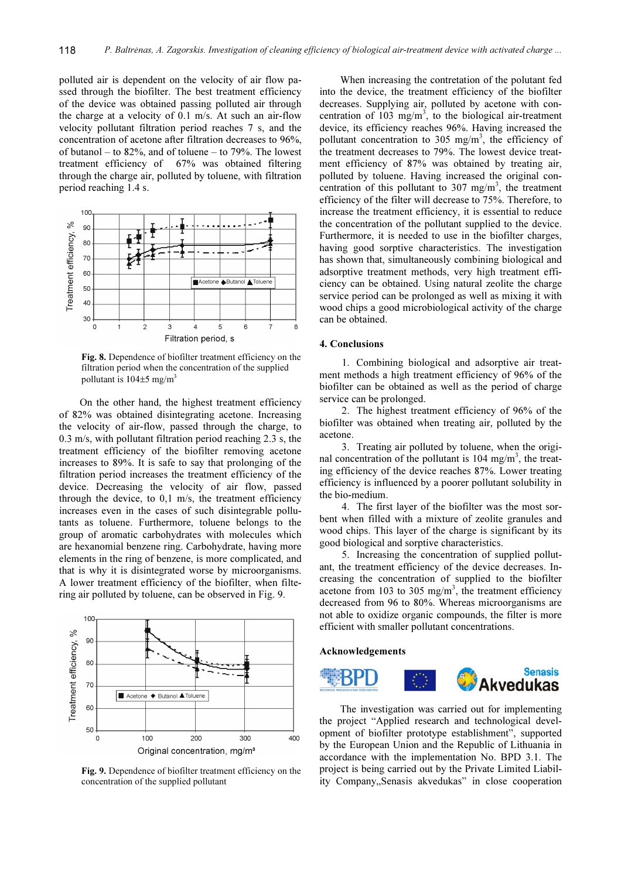polluted air is dependent on the velocity of air flow passed through the biofilter. The best treatment efficiency of the device was obtained passing polluted air through the charge at a velocity of 0.1 m/s. At such an air-flow velocity pollutant filtration period reaches 7 s, and the concentration of acetone after filtration decreases to 96%, of butanol – to 82%, and of toluene – to 79%. The lowest treatment efficiency of 67% was obtained filtering through the charge air, polluted by toluene, with filtration period reaching 1.4 s.

**Fig. 8.** Dependence of biofilter treatment efficiency on the filtration period when the concentration of the supplied pollutant is 104±5 mg/m$^3$

On the other hand, the highest treatment efficiency of 82% was obtained disintegrating acetone. Increasing the velocity of air-flow, passed through the charge, to 0.3 m/s, with pollutant filtration period reaching 2.3 s, the treatment efficiency of the biofilter removing acetone increases to 89%. It is safe to say that prolonging of the filtration period increases the treatment efficiency of the device. Decreasing the velocity of air flow, passed through the device, to 0,1 m/s, the treatment efficiency increases even in the cases of such disintegrable pollutants as toluene. Furthermore, toluene belongs to the group of aromatic carbohydrates with molecules which are hexanomial benzene ring. Carbohydrate, having more elements in the ring of benzene, is more complicated, and that is why it is disintegrated worse by microorganisms. A lower treatment efficiency of the biofilter, when filtering air polluted by toluene, can be observed in Fig. 9.

**Fig. 9.** Dependence of biofilter treatment efficiency on the concentration of the supplied pollutant

When increasing the contretation of the polutant fed into the device, the treatment efficiency of the biofilter decreases. Supplying air, polluted by acetone with concentration of 103 mg/m$^3$, to the biological air-treatment device, its efficiency reaches 96%. Having increased the pollutant concentration to 305 mg/m$^3$, the efficiency of the treatment decreases to 79%. The lowest device treatment efficiency of 87% was obtained by treating air, polluted by toluene. Having increased the original concentration of this pollutant to 307 mg/m$^3$, the treatment efficiency of the filter will decrease to 75%. Therefore, to increase the treatment efficiency, it is essential to reduce the concentration of the pollutant supplied to the device. Furthermore, it is needed to use in the biofilter charges, having good sorptive characteristics. The investigation has shown that, simultaneously combining biological and adsorptive treatment methods, very high treatment efficiency can be obtained. Using natural zeolite the charge service period can be prolonged as well as mixing it with wood chips a good microbiological activity of the charge can be obtained.

## 4. Conclusions

1. Combining biological and adsorptive air treatment methods a high treatment efficiency of 96% of the biofilter can be obtained as well as the period of charge service can be prolonged.
2. The highest treatment efficiency of 96% of the biofilter was obtained when treating air, polluted by the acetone.
3. Treating air polluted by toluene, when the original concentration of the pollutant is 104 mg/m$^3$, the treating efficiency of the device reaches 87%. Lower treating efficiency is influenced by a poorer pollutant solubility in the bio-medium.
4. The first layer of the biofilter was the most sorbent when filled with a mixture of zeolite granules and wood chips. This layer of the charge is significant by its good biological and sorptive characteristics.
5. Increasing the concentration of supplied pollutant, the treatment efficiency of the device decreases. Increasing the concentration of supplied to the biofilter acetone from 103 to 305 mg/m$^3$, the treatment efficiency decreased from 96 to 80%. Whereas microorganisms are not able to oxidize organic compounds, the filter is more efficient with smaller pollutant concentrations.

## Acknowledgements

The investigation was carried out for implementing the project "Applied research and technological development of biofilter prototype establishment", supported by the European Union and the Republic of Lithuania in accordance with the implementation No. BPD 3.1. The project is being carried out by the Private Limited Liability Company„Senasis akvedukas" in close cooperation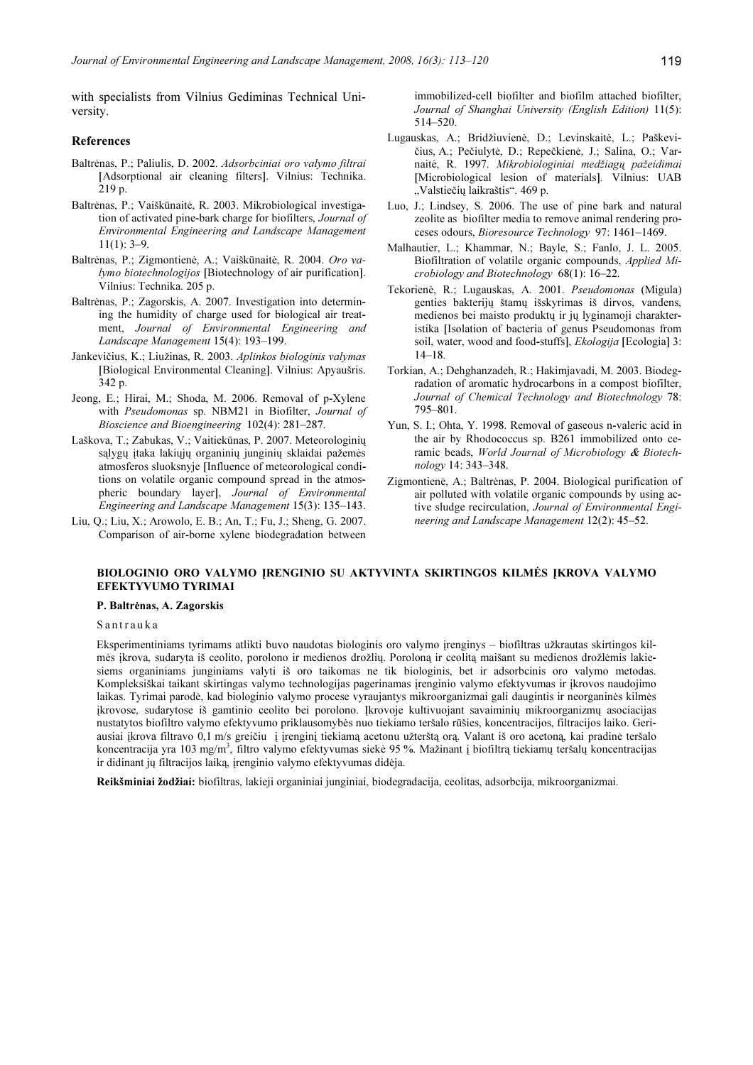with specialists from Vilnius Gediminas Technical University.

## References

Baltrėnas, P.; Paliulis, D. 2002. *Adsorbciniai oro valymo filtrai* [Adsorptional air cleaning filters]. Vilnius: Technika. 219 p.

Baltrėnas, P.; Vaiškūnaitė, R. 2003. Mikrobiological investigation of activated pine-bark charge for biofilters, *Journal of Environmental Engineering and Landscape Management* 11(1): 3–9.

Baltrėnas, P.; Zigmontienė, A.; Vaiškūnaitė, R. 2004. *Oro valymo biotechnologijos* [Biotechnology of air purification]. Vilnius: Technika. 205 p.

Baltrėnas, P.; Zagorskis, A. 2007. Investigation into determining the humidity of charge used for biological air treatment, *Journal of Environmental Engineering and Landscape Management* 15(4): 193–199.

Jankevičius, K.; Liužinas, R. 2003. *Aplinkos biologinis valymas* [Biological Environmental Cleaning]. Vilnius: Apyaušris. 342 p.

Jeong, E.; Hirai, M.; Shoda, M. 2006. Removal of p-Xylene with *Pseudomonas* sp. NBM21 in Biofilter, *Journal of Bioscience and Bioengineering* 102(4): 281–287.

Laškova, T.; Zabukas, V.; Vaitiekūnas, P. 2007. Meteorologinių sąlygų įtaka lakiųjų organinių junginių sklaidai pažemės atmosferos sluoksnyje [Influence of meteorological conditions on volatile organic compound spread in the atmospheric boundary layer], *Journal of Environmental Engineering and Landscape Management* 15(3): 135–143.

Liu, Q.; Liu, X.; Arowolo, E. B.; An, T.; Fu, J.; Sheng, G. 2007. Comparison of air-borne xylene biodegradation between immobilized-cell biofilter and biofilm attached biofilter, *Journal of Shanghai University (English Edition)* 11(5): 514–520.

Lugauskas, A.; Bridžiuvienė, D.; Levinskaitė, L.; Paškevičius, A.; Pečiulytė, D.; Repečkienė, J.; Salina, O.; Varnaitė, R. 1997. *Mikrobiologiniai medžiagų pažeidimai* [Microbiological lesion of materials]. Vilnius: UAB „Valstiečių laikraštis“. 469 p.

Luo, J.; Lindsey, S. 2006. The use of pine bark and natural zeolite as biofilter media to remove animal rendering proceses odours, *Bioresource Technology* 97: 1461–1469.

Malhautier, L.; Khammar, N.; Bayle, S.; Fanlo, J. L. 2005. Biofiltration of volatile organic compounds, *Applied Microbiology and Biotechnology* 68(1): 16–22.

Tekorienė, R.; Lugauskas, A. 2001. *Pseudomonas* (Migula) genties bakterijų štamų išskyrimas iš dirvos, vandens, medienos bei maisto produktų ir jų lyginamoji charakteristika [Isolation of bacteria of genus Pseudomonas from soil, water, wood and food-stuffs], *Ekologija* [Ecologia] 3: 14–18.

Torkian, A.; Dehghanzadeh, R.; Hakimjavadi, M. 2003. Biodegradation of aromatic hydrocarbons in a compost biofilter, *Journal of Chemical Technology and Biotechnology* 78: 795–801.

Yun, S. I.; Ohta, Y. 1998. Removal of gaseous n-valeric acid in the air by Rhodococcus sp. B261 immobilized onto ceramic beads, *World Journal of Microbiology & Biotechnology* 14: 343–348.

Zigmontienė, A.; Baltrėnas, P. 2004. Biological purification of air polluted with volatile organic compounds by using active sludge recirculation, *Journal of Environmental Engineering and Landscape Management* 12(2): 45–52.

## BIOLOGINIO ORO VALYMO ĮRENGINIO SU AKTYVINTA SKIRTINGOS KILMĖS ĮKROVA VALYMO EFEKTYVUMO TYRIMAI

**P. Baltrėnas, A. Zagorskis**

Santrauka

Eksperimentiniams tyrimams atlikti buvo naudotas biologinis oro valymo įrenginys – biofiltras užkrautas skirtingos kilmės įkrova, sudaryta iš ceolito, porolono ir medienos drožlių. Poroloną ir ceolitą maišant su medienos drožlėmis lakiesiems organiniams junginiams valyti iš oro taikomas ne tik biologinis, bet ir adsorbcinis oro valymo metodas. Kompleksiškai taikant skirtingas valymo technologijas pagerinamas įrenginio valymo efektyvumas ir įkrovos naudojimo laikas. Tyrimai parodė, kad biologinio valymo procese vyraujantys mikroorganizmai gali daugintis ir neorganinės kilmės įkrovose, sudarytose iš gamtinio ceolito bei porolono. Įkrovoje kultivuojant savaiminių mikroorganizmų asociacijas nustatytos biofiltro valymo efektyvumo priklausomybės nuo tiekiamo teršalo rūšies, koncentracijos, filtracijos laiko. Geriausiai įkrova filtravo 0,1 m/s greičiu į įrenginį tiekiamą acetonu užterštą orą. Valant iš oro acetoną, kai pradinė teršalo koncentracija yra 103 mg/m$^3$, filtro valymo efektyvumas siekė 95 %. Mažinant į biofiltrą tiekiamų teršalų koncentracijas ir didinant jų filtracijos laiką, įrenginio valymo efektyvumas didėja.

**Reikšminiai žodžiai:** biofiltras, lakieji organiniai junginiai, biodegradacija, ceolitas, adsorbcija, mikroorganizmai.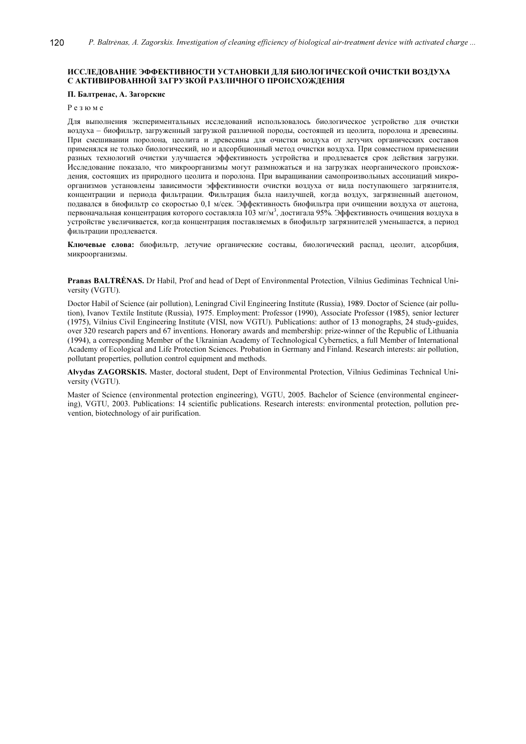## ИССЛЕДОВАНИЕ ЭФФЕКТИВНОСТИ УСТАНОВКИ ДЛЯ БИОЛОГИЧЕСКОЙ ОЧИСТКИ ВОЗДУХА С АКТИВИРОВАННОЙ ЗАГРУЗКОЙ РАЗЛИЧНОГО ПРОИСХОЖДЕНИЯ

**П. Балтренас, А. Загорскис**

Р е з ю м е

Для выполнения экспериментальных исследований использовалось биологическое устройство для очистки воздуха – биофильтр, загруженный загрузкой различной породы, состоящей из цеолита, поролона и древесины. При смешивании поролона, цеолита и древесины для очистки воздуха от летучих органических составов применялся не только биологический, но и адсорбционный метод очистки воздуха. При совместном применении разных технологий очистки улучшается эффективность устройства и продлевается срок действия загрузки. Исследование показало, что микроорганизмы могут размножаться и на загрузках неорганического происхождения, состоящих из природного цеолита и поролона. При выращивании самопроизвольных ассоциаций микроорганизмов установлены зависимости эффективности очистки воздуха от вида поступающего загрязнителя, концентрации и периода фильтрации. Фильтрация была наилучшей, когда воздух, загрязненный ацетоном, подавался в биофильтр со скоростью 0,1 м/сек. Эффективность биофильтра при очищении воздуха от ацетона, первоначальная концентрация которого составляла 103 мг/м$^3$, достигала 95%. Эффективность очищения воздуха в устройстве увеличивается, когда концентрация поставляемых в биофильтр загрязнителей уменьшается, а период фильтрации продлевается.

**Ключевые слова:** биофильтр, летучие органические составы, биологический распад, цеолит, адсорбция, микроорганизмы.

**Pranas BALTRĖNAS.** Dr Habil, Prof and head of Dept of Environmental Protection, Vilnius Gediminas Technical University (VGTU).

Doctor Habil of Science (air pollution), Leningrad Civil Engineering Institute (Russia), 1989. Doctor of Science (air pollution), Ivanov Textile Institute (Russia), 1975. Employment: Professor (1990), Associate Professor (1985), senior lecturer (1975), Vilnius Civil Engineering Institute (VISI, now VGTU). Publications: author of 13 monographs, 24 study-guides, over 320 research papers and 67 inventions. Honorary awards and membership: prize-winner of the Republic of Lithuania (1994), a corresponding Member of the Ukrainian Academy of Technological Cybernetics, a full Member of International Academy of Ecological and Life Protection Sciences. Probation in Germany and Finland. Research interests: air pollution, pollutant properties, pollution control equipment and methods.

**Alvydas ZAGORSKIS.** Master, doctoral student, Dept of Environmental Protection, Vilnius Gediminas Technical University (VGTU).

Master of Science (environmental protection engineering), VGTU, 2005. Bachelor of Science (environmental engineering), VGTU, 2003. Publications: 14 scientific publications. Research interests: environmental protection, pollution prevention, biotechnology of air purification.